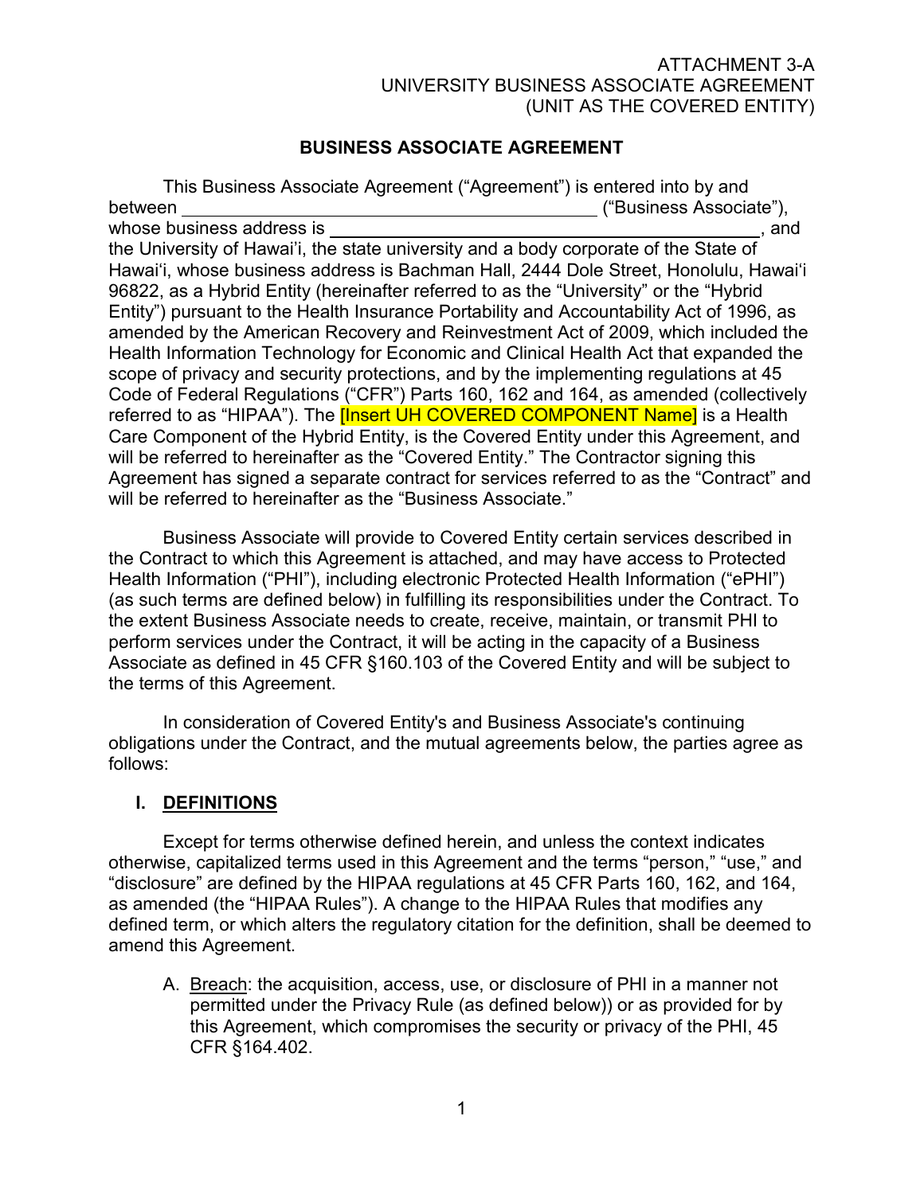ATTACHMENT 3-A
UNIVERSITY BUSINESS ASSOCIATE AGREEMENT
(UNIT AS THE COVERED ENTITY)

## BUSINESS ASSOCIATE AGREEMENT

This Business Associate Agreement ("Agreement") is entered into by and between \_\_\_\_\_\_\_\_\_\_\_\_\_\_\_\_\_\_\_\_\_\_\_\_\_\_\_\_\_\_\_\_\_\_\_\_\_\_\_\_ ("Business Associate"), whose business address is \_\_\_\_\_\_\_\_\_\_\_\_\_\_\_\_\_\_\_\_\_\_\_\_\_\_\_\_\_\_\_\_\_\_\_\_\_\_\_\_\_\_, and the University of Hawai'i, the state university and a body corporate of the State of Hawai'i, whose business address is Bachman Hall, 2444 Dole Street, Honolulu, Hawai'i 96822, as a Hybrid Entity (hereinafter referred to as the "University" or the "Hybrid Entity") pursuant to the Health Insurance Portability and Accountability Act of 1996, as amended by the American Recovery and Reinvestment Act of 2009, which included the Health Information Technology for Economic and Clinical Health Act that expanded the scope of privacy and security protections, and by the implementing regulations at 45 Code of Federal Regulations ("CFR") Parts 160, 162 and 164, as amended (collectively referred to as "HIPAA"). The [Insert UH COVERED COMPONENT Name] is a Health Care Component of the Hybrid Entity, is the Covered Entity under this Agreement, and will be referred to hereinafter as the "Covered Entity." The Contractor signing this Agreement has signed a separate contract for services referred to as the "Contract" and will be referred to hereinafter as the "Business Associate."

Business Associate will provide to Covered Entity certain services described in the Contract to which this Agreement is attached, and may have access to Protected Health Information ("PHI"), including electronic Protected Health Information ("ePHI") (as such terms are defined below) in fulfilling its responsibilities under the Contract. To the extent Business Associate needs to create, receive, maintain, or transmit PHI to perform services under the Contract, it will be acting in the capacity of a Business Associate as defined in 45 CFR §160.103 of the Covered Entity and will be subject to the terms of this Agreement.

In consideration of Covered Entity's and Business Associate's continuing obligations under the Contract, and the mutual agreements below, the parties agree as follows:

## I. DEFINITIONS

Except for terms otherwise defined herein, and unless the context indicates otherwise, capitalized terms used in this Agreement and the terms "person," "use," and "disclosure" are defined by the HIPAA regulations at 45 CFR Parts 160, 162, and 164, as amended (the "HIPAA Rules"). A change to the HIPAA Rules that modifies any defined term, or which alters the regulatory citation for the definition, shall be deemed to amend this Agreement.

A. Breach: the acquisition, access, use, or disclosure of PHI in a manner not permitted under the Privacy Rule (as defined below)) or as provided for by this Agreement, which compromises the security or privacy of the PHI, 45 CFR §164.402.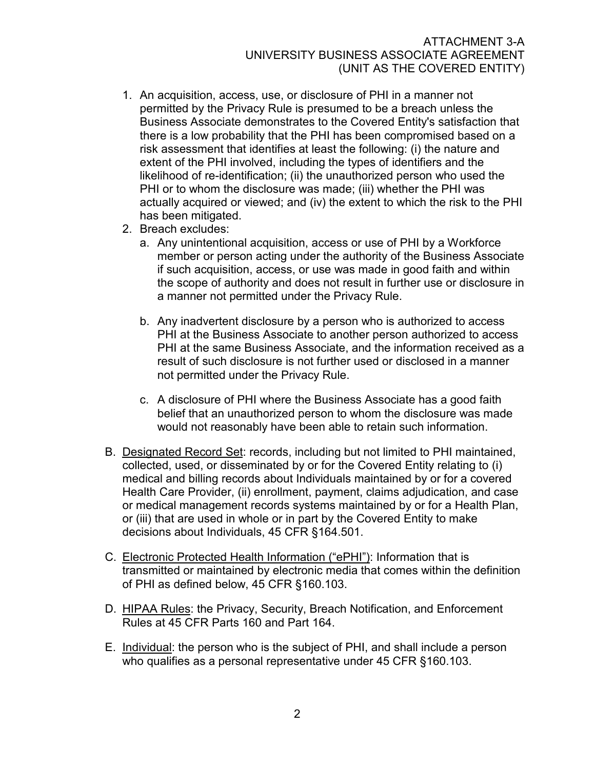1. An acquisition, access, use, or disclosure of PHI in a manner not permitted by the Privacy Rule is presumed to be a breach unless the Business Associate demonstrates to the Covered Entity's satisfaction that there is a low probability that the PHI has been compromised based on a risk assessment that identifies at least the following: (i) the nature and extent of the PHI involved, including the types of identifiers and the likelihood of re-identification; (ii) the unauthorized person who used the PHI or to whom the disclosure was made; (iii) whether the PHI was actually acquired or viewed; and (iv) the extent to which the risk to the PHI has been mitigated.
2. Breach excludes:
   a. Any unintentional acquisition, access or use of PHI by a Workforce member or person acting under the authority of the Business Associate if such acquisition, access, or use was made in good faith and within the scope of authority and does not result in further use or disclosure in a manner not permitted under the Privacy Rule.

   b. Any inadvertent disclosure by a person who is authorized to access PHI at the Business Associate to another person authorized to access PHI at the same Business Associate, and the information received as a result of such disclosure is not further used or disclosed in a manner not permitted under the Privacy Rule.

   c. A disclosure of PHI where the Business Associate has a good faith belief that an unauthorized person to whom the disclosure was made would not reasonably have been able to retain such information.

B. <u>Designated Record Set</u>: records, including but not limited to PHI maintained, collected, used, or disseminated by or for the Covered Entity relating to (i) medical and billing records about Individuals maintained by or for a covered Health Care Provider, (ii) enrollment, payment, claims adjudication, and case or medical management records systems maintained by or for a Health Plan, or (iii) that are used in whole or in part by the Covered Entity to make decisions about Individuals, 45 CFR §164.501.

C. <u>Electronic Protected Health Information ("ePHI")</u>: Information that is transmitted or maintained by electronic media that comes within the definition of PHI as defined below, 45 CFR §160.103.

D. <u>HIPAA Rules</u>: the Privacy, Security, Breach Notification, and Enforcement Rules at 45 CFR Parts 160 and Part 164.

E. <u>Individual</u>: the person who is the subject of PHI, and shall include a person who qualifies as a personal representative under 45 CFR §160.103.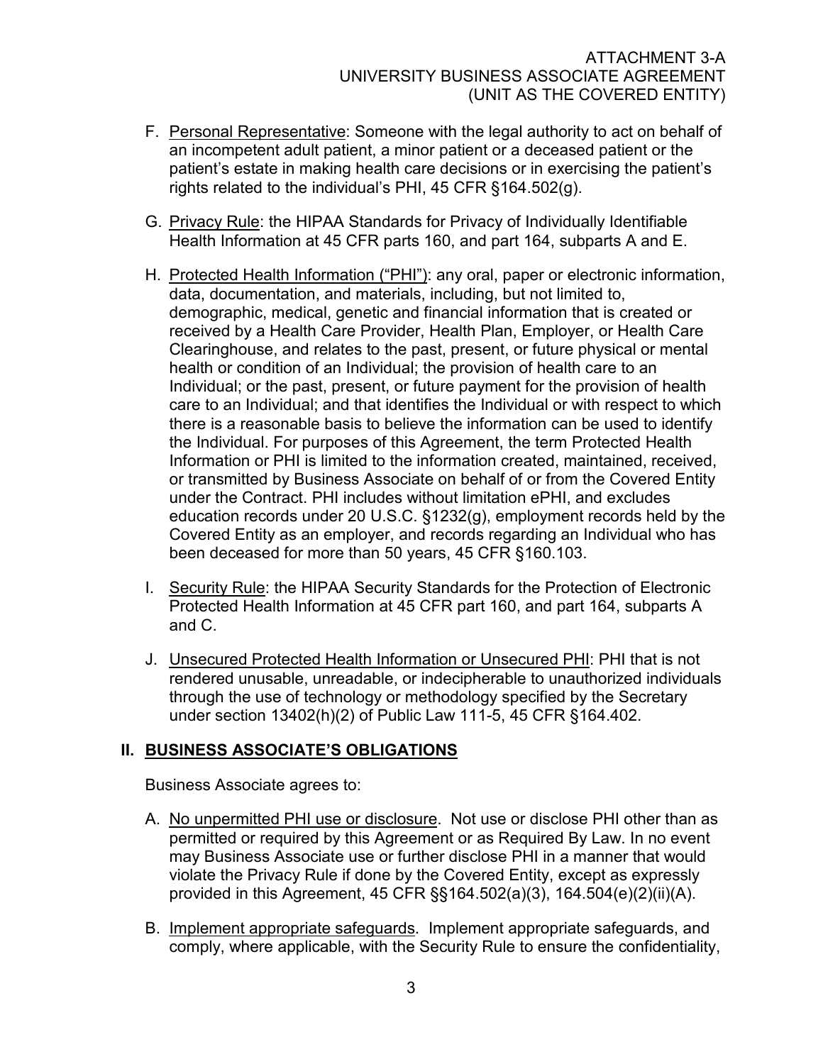F. Personal Representative: Someone with the legal authority to act on behalf of an incompetent adult patient, a minor patient or a deceased patient or the patient's estate in making health care decisions or in exercising the patient's rights related to the individual's PHI, 45 CFR §164.502(g).

G. Privacy Rule: the HIPAA Standards for Privacy of Individually Identifiable Health Information at 45 CFR parts 160, and part 164, subparts A and E.

H. Protected Health Information ("PHI"): any oral, paper or electronic information, data, documentation, and materials, including, but not limited to, demographic, medical, genetic and financial information that is created or received by a Health Care Provider, Health Plan, Employer, or Health Care Clearinghouse, and relates to the past, present, or future physical or mental health or condition of an Individual; the provision of health care to an Individual; or the past, present, or future payment for the provision of health care to an Individual; and that identifies the Individual or with respect to which there is a reasonable basis to believe the information can be used to identify the Individual. For purposes of this Agreement, the term Protected Health Information or PHI is limited to the information created, maintained, received, or transmitted by Business Associate on behalf of or from the Covered Entity under the Contract. PHI includes without limitation ePHI, and excludes education records under 20 U.S.C. §1232(g), employment records held by the Covered Entity as an employer, and records regarding an Individual who has been deceased for more than 50 years, 45 CFR §160.103.

I. Security Rule: the HIPAA Security Standards for the Protection of Electronic Protected Health Information at 45 CFR part 160, and part 164, subparts A and C.

J. Unsecured Protected Health Information or Unsecured PHI: PHI that is not rendered unusable, unreadable, or indecipherable to unauthorized individuals through the use of technology or methodology specified by the Secretary under section 13402(h)(2) of Public Law 111-5, 45 CFR §164.402.

## II. BUSINESS ASSOCIATE'S OBLIGATIONS

Business Associate agrees to:

A. No unpermitted PHI use or disclosure. Not use or disclose PHI other than as permitted or required by this Agreement or as Required By Law. In no event may Business Associate use or further disclose PHI in a manner that would violate the Privacy Rule if done by the Covered Entity, except as expressly provided in this Agreement, 45 CFR §§164.502(a)(3), 164.504(e)(2)(ii)(A).

B. Implement appropriate safeguards. Implement appropriate safeguards, and comply, where applicable, with the Security Rule to ensure the confidentiality,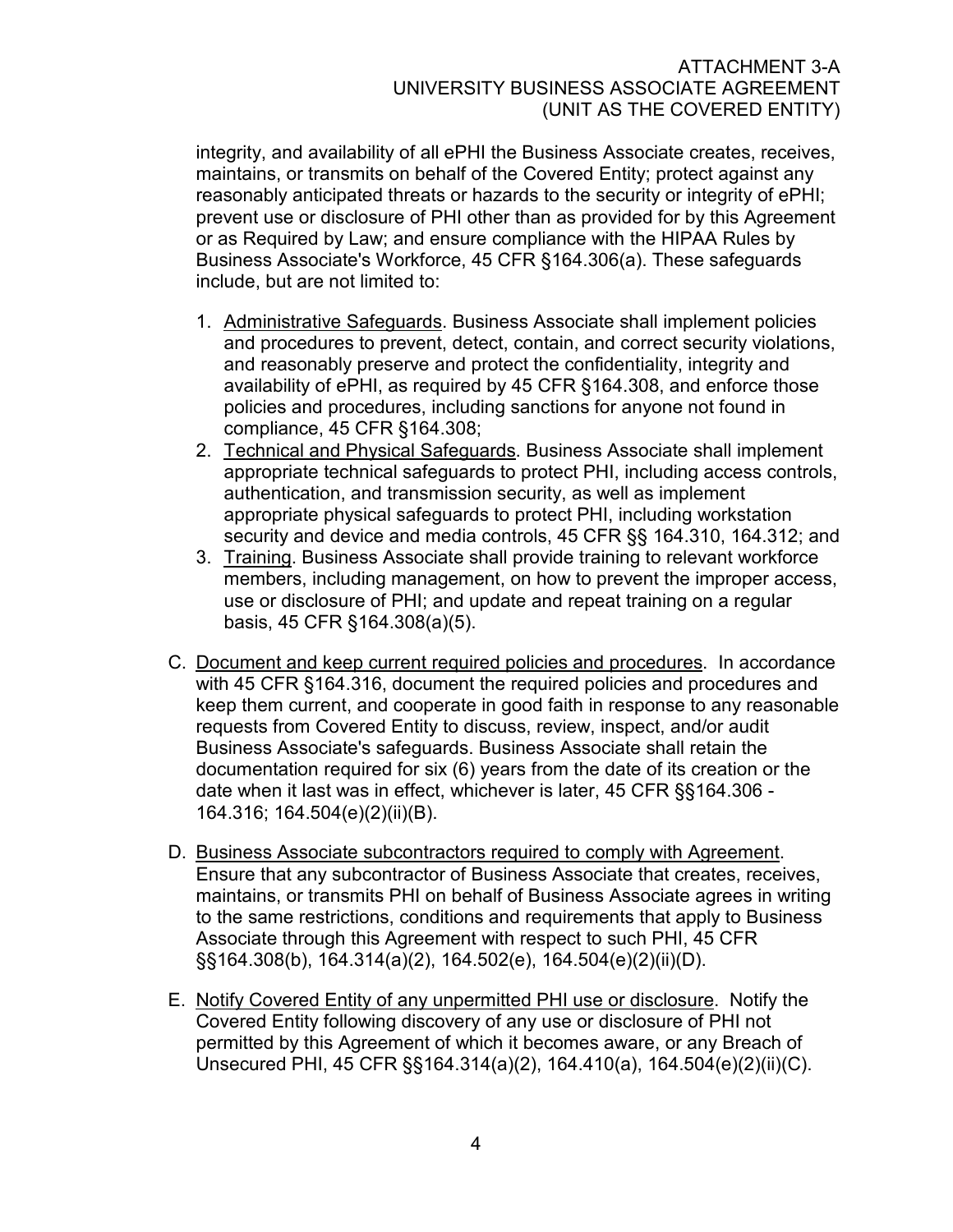integrity, and availability of all ePHI the Business Associate creates, receives, maintains, or transmits on behalf of the Covered Entity; protect against any reasonably anticipated threats or hazards to the security or integrity of ePHI; prevent use or disclosure of PHI other than as provided for by this Agreement or as Required by Law; and ensure compliance with the HIPAA Rules by Business Associate's Workforce, 45 CFR §164.306(a). These safeguards include, but are not limited to:

1. Administrative Safeguards. Business Associate shall implement policies and procedures to prevent, detect, contain, and correct security violations, and reasonably preserve and protect the confidentiality, integrity and availability of ePHI, as required by 45 CFR §164.308, and enforce those policies and procedures, including sanctions for anyone not found in compliance, 45 CFR §164.308;
2. Technical and Physical Safeguards. Business Associate shall implement appropriate technical safeguards to protect PHI, including access controls, authentication, and transmission security, as well as implement appropriate physical safeguards to protect PHI, including workstation security and device and media controls, 45 CFR §§ 164.310, 164.312; and
3. Training. Business Associate shall provide training to relevant workforce members, including management, on how to prevent the improper access, use or disclosure of PHI; and update and repeat training on a regular basis, 45 CFR §164.308(a)(5).

C. Document and keep current required policies and procedures. In accordance with 45 CFR §164.316, document the required policies and procedures and keep them current, and cooperate in good faith in response to any reasonable requests from Covered Entity to discuss, review, inspect, and/or audit Business Associate's safeguards. Business Associate shall retain the documentation required for six (6) years from the date of its creation or the date when it last was in effect, whichever is later, 45 CFR §§164.306 - 164.316; 164.504(e)(2)(ii)(B).

D. Business Associate subcontractors required to comply with Agreement. Ensure that any subcontractor of Business Associate that creates, receives, maintains, or transmits PHI on behalf of Business Associate agrees in writing to the same restrictions, conditions and requirements that apply to Business Associate through this Agreement with respect to such PHI, 45 CFR §§164.308(b), 164.314(a)(2), 164.502(e), 164.504(e)(2)(ii)(D).

E. Notify Covered Entity of any unpermitted PHI use or disclosure. Notify the Covered Entity following discovery of any use or disclosure of PHI not permitted by this Agreement of which it becomes aware, or any Breach of Unsecured PHI, 45 CFR §§164.314(a)(2), 164.410(a), 164.504(e)(2)(ii)(C).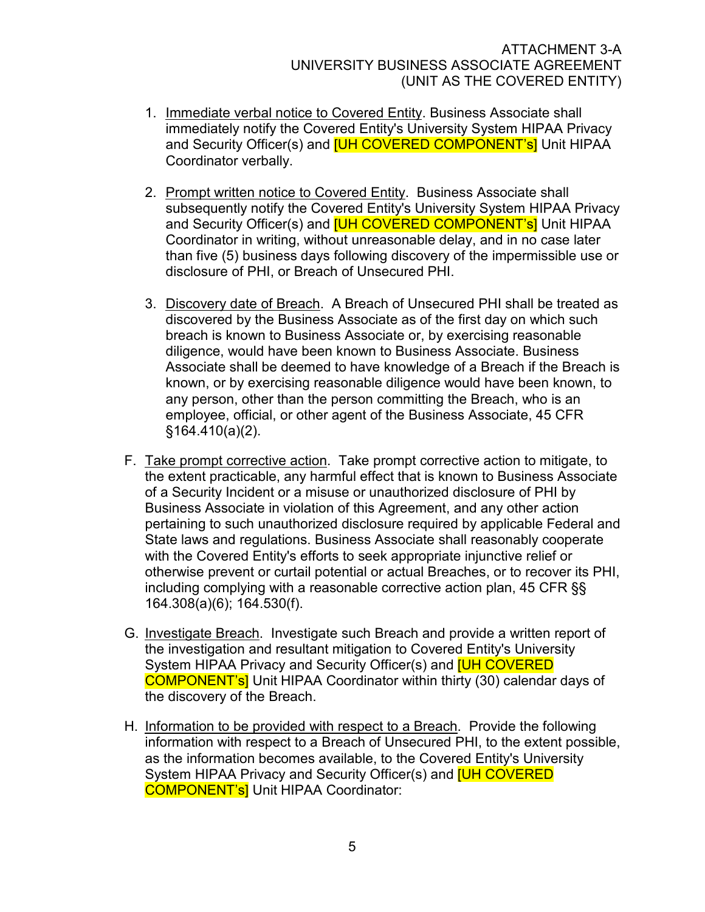1. Immediate verbal notice to Covered Entity. Business Associate shall immediately notify the Covered Entity's University System HIPAA Privacy and Security Officer(s) and [UH COVERED COMPONENT's] Unit HIPAA Coordinator verbally.

2. Prompt written notice to Covered Entity. Business Associate shall subsequently notify the Covered Entity's University System HIPAA Privacy and Security Officer(s) and [UH COVERED COMPONENT's] Unit HIPAA Coordinator in writing, without unreasonable delay, and in no case later than five (5) business days following discovery of the impermissible use or disclosure of PHI, or Breach of Unsecured PHI.

3. Discovery date of Breach. A Breach of Unsecured PHI shall be treated as discovered by the Business Associate as of the first day on which such breach is known to Business Associate or, by exercising reasonable diligence, would have been known to Business Associate. Business Associate shall be deemed to have knowledge of a Breach if the Breach is known, or by exercising reasonable diligence would have been known, to any person, other than the person committing the Breach, who is an employee, official, or other agent of the Business Associate, 45 CFR §164.410(a)(2).

F. Take prompt corrective action. Take prompt corrective action to mitigate, to the extent practicable, any harmful effect that is known to Business Associate of a Security Incident or a misuse or unauthorized disclosure of PHI by Business Associate in violation of this Agreement, and any other action pertaining to such unauthorized disclosure required by applicable Federal and State laws and regulations. Business Associate shall reasonably cooperate with the Covered Entity's efforts to seek appropriate injunctive relief or otherwise prevent or curtail potential or actual Breaches, or to recover its PHI, including complying with a reasonable corrective action plan, 45 CFR §§ 164.308(a)(6); 164.530(f).

G. Investigate Breach. Investigate such Breach and provide a written report of the investigation and resultant mitigation to Covered Entity's University System HIPAA Privacy and Security Officer(s) and [UH COVERED COMPONENT's] Unit HIPAA Coordinator within thirty (30) calendar days of the discovery of the Breach.

H. Information to be provided with respect to a Breach. Provide the following information with respect to a Breach of Unsecured PHI, to the extent possible, as the information becomes available, to the Covered Entity's University System HIPAA Privacy and Security Officer(s) and [UH COVERED COMPONENT's] Unit HIPAA Coordinator: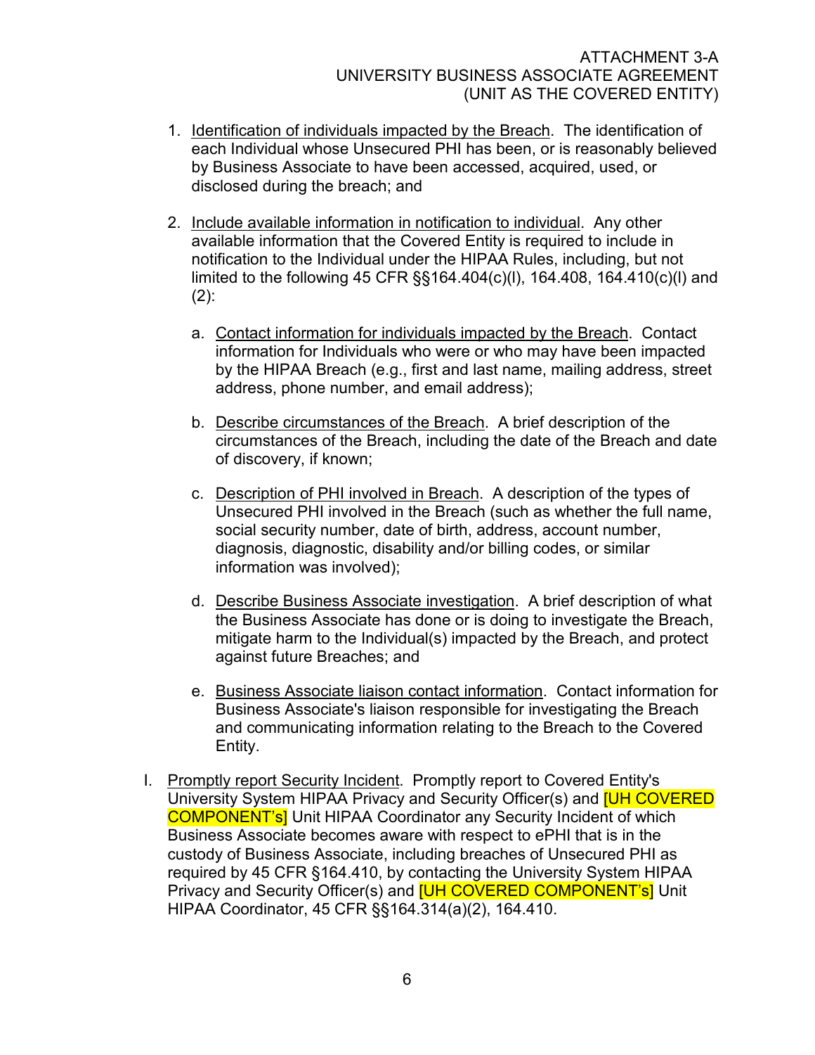1. Identification of individuals impacted by the Breach. The identification of each Individual whose Unsecured PHI has been, or is reasonably believed by Business Associate to have been accessed, acquired, used, or disclosed during the breach; and

2. Include available information in notification to individual. Any other available information that the Covered Entity is required to include in notification to the Individual under the HIPAA Rules, including, but not limited to the following 45 CFR §§164.404(c)(l), 164.408, 164.410(c)(l) and (2):

   a. Contact information for individuals impacted by the Breach. Contact information for Individuals who were or who may have been impacted by the HIPAA Breach (e.g., first and last name, mailing address, street address, phone number, and email address);

   b. Describe circumstances of the Breach. A brief description of the circumstances of the Breach, including the date of the Breach and date of discovery, if known;

   c. Description of PHI involved in Breach. A description of the types of Unsecured PHI involved in the Breach (such as whether the full name, social security number, date of birth, address, account number, diagnosis, diagnostic, disability and/or billing codes, or similar information was involved);

   d. Describe Business Associate investigation. A brief description of what the Business Associate has done or is doing to investigate the Breach, mitigate harm to the Individual(s) impacted by the Breach, and protect against future Breaches; and

   e. Business Associate liaison contact information. Contact information for Business Associate's liaison responsible for investigating the Breach and communicating information relating to the Breach to the Covered Entity.

I. Promptly report Security Incident. Promptly report to Covered Entity's University System HIPAA Privacy and Security Officer(s) and [UH COVERED COMPONENT's] Unit HIPAA Coordinator any Security Incident of which Business Associate becomes aware with respect to ePHI that is in the custody of Business Associate, including breaches of Unsecured PHI as required by 45 CFR §164.410, by contacting the University System HIPAA Privacy and Security Officer(s) and [UH COVERED COMPONENT's] Unit HIPAA Coordinator, 45 CFR §§164.314(a)(2), 164.410.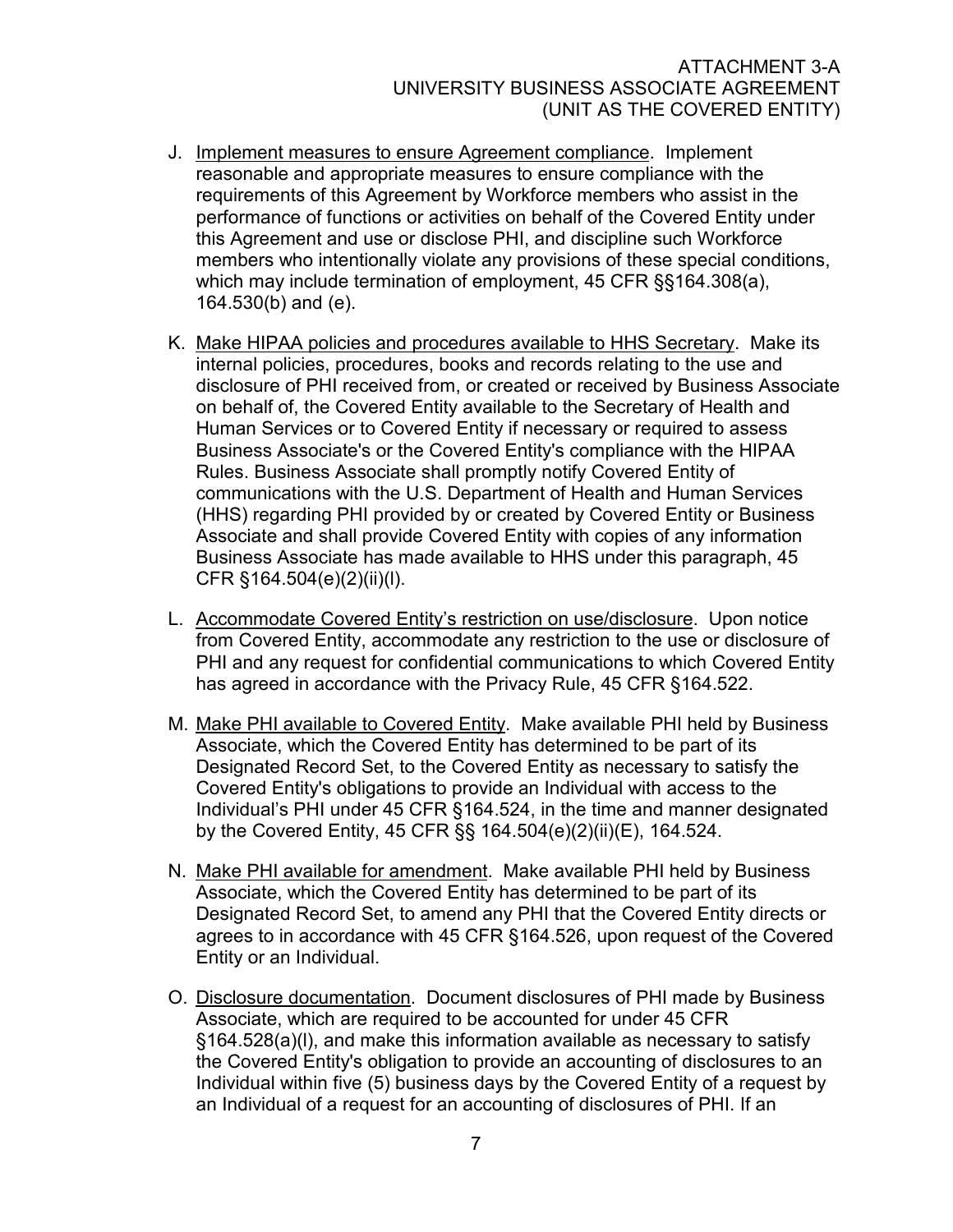J. Implement measures to ensure Agreement compliance. Implement reasonable and appropriate measures to ensure compliance with the requirements of this Agreement by Workforce members who assist in the performance of functions or activities on behalf of the Covered Entity under this Agreement and use or disclose PHI, and discipline such Workforce members who intentionally violate any provisions of these special conditions, which may include termination of employment, 45 CFR §§164.308(a), 164.530(b) and (e).

K. Make HIPAA policies and procedures available to HHS Secretary. Make its internal policies, procedures, books and records relating to the use and disclosure of PHI received from, or created or received by Business Associate on behalf of, the Covered Entity available to the Secretary of Health and Human Services or to Covered Entity if necessary or required to assess Business Associate's or the Covered Entity's compliance with the HIPAA Rules. Business Associate shall promptly notify Covered Entity of communications with the U.S. Department of Health and Human Services (HHS) regarding PHI provided by or created by Covered Entity or Business Associate and shall provide Covered Entity with copies of any information Business Associate has made available to HHS under this paragraph, 45 CFR §164.504(e)(2)(ii)(I).

L. Accommodate Covered Entity's restriction on use/disclosure. Upon notice from Covered Entity, accommodate any restriction to the use or disclosure of PHI and any request for confidential communications to which Covered Entity has agreed in accordance with the Privacy Rule, 45 CFR §164.522.

M. Make PHI available to Covered Entity. Make available PHI held by Business Associate, which the Covered Entity has determined to be part of its Designated Record Set, to the Covered Entity as necessary to satisfy the Covered Entity's obligations to provide an Individual with access to the Individual's PHI under 45 CFR §164.524, in the time and manner designated by the Covered Entity, 45 CFR §§ 164.504(e)(2)(ii)(E), 164.524.

N. Make PHI available for amendment. Make available PHI held by Business Associate, which the Covered Entity has determined to be part of its Designated Record Set, to amend any PHI that the Covered Entity directs or agrees to in accordance with 45 CFR §164.526, upon request of the Covered Entity or an Individual.

O. Disclosure documentation. Document disclosures of PHI made by Business Associate, which are required to be accounted for under 45 CFR §164.528(a)(I), and make this information available as necessary to satisfy the Covered Entity's obligation to provide an accounting of disclosures to an Individual within five (5) business days by the Covered Entity of a request by an Individual of a request for an accounting of disclosures of PHI. If an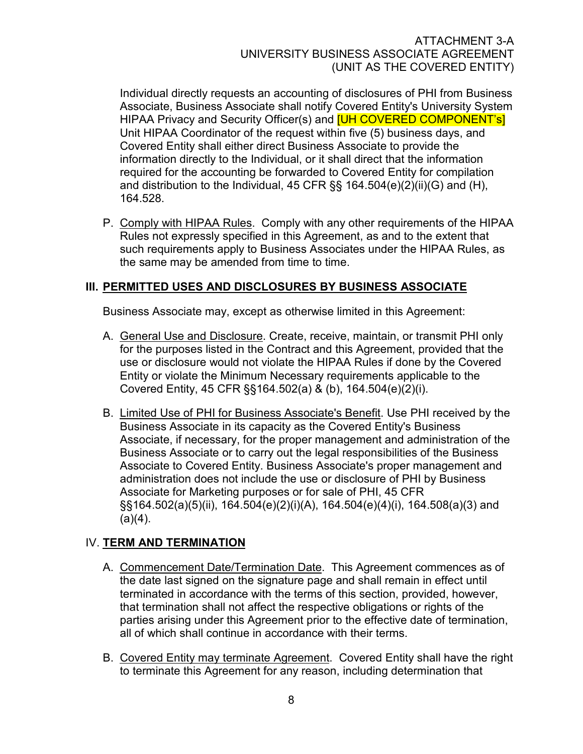Individual directly requests an accounting of disclosures of PHI from Business Associate, Business Associate shall notify Covered Entity's University System HIPAA Privacy and Security Officer(s) and [UH COVERED COMPONENT's] Unit HIPAA Coordinator of the request within five (5) business days, and Covered Entity shall either direct Business Associate to provide the information directly to the Individual, or it shall direct that the information required for the accounting be forwarded to Covered Entity for compilation and distribution to the Individual, 45 CFR §§ 164.504(e)(2)(ii)(G) and (H), 164.528.

P. Comply with HIPAA Rules. Comply with any other requirements of the HIPAA Rules not expressly specified in this Agreement, as and to the extent that such requirements apply to Business Associates under the HIPAA Rules, as the same may be amended from time to time.

## III. PERMITTED USES AND DISCLOSURES BY BUSINESS ASSOCIATE

Business Associate may, except as otherwise limited in this Agreement:

A. General Use and Disclosure. Create, receive, maintain, or transmit PHI only for the purposes listed in the Contract and this Agreement, provided that the use or disclosure would not violate the HIPAA Rules if done by the Covered Entity or violate the Minimum Necessary requirements applicable to the Covered Entity, 45 CFR §§164.502(a) & (b), 164.504(e)(2)(i).

B. Limited Use of PHI for Business Associate's Benefit. Use PHI received by the Business Associate in its capacity as the Covered Entity's Business Associate, if necessary, for the proper management and administration of the Business Associate or to carry out the legal responsibilities of the Business Associate to Covered Entity. Business Associate's proper management and administration does not include the use or disclosure of PHI by Business Associate for Marketing purposes or for sale of PHI, 45 CFR §§164.502(a)(5)(ii), 164.504(e)(2)(i)(A), 164.504(e)(4)(i), 164.508(a)(3) and (a)(4).

## IV. TERM AND TERMINATION

A. Commencement Date/Termination Date. This Agreement commences as of the date last signed on the signature page and shall remain in effect until terminated in accordance with the terms of this section, provided, however, that termination shall not affect the respective obligations or rights of the parties arising under this Agreement prior to the effective date of termination, all of which shall continue in accordance with their terms.

B. Covered Entity may terminate Agreement. Covered Entity shall have the right to terminate this Agreement for any reason, including determination that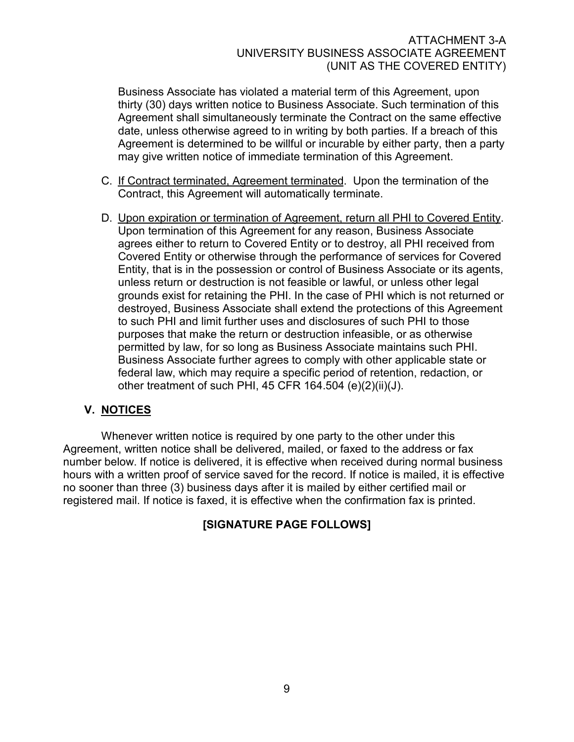Business Associate has violated a material term of this Agreement, upon thirty (30) days written notice to Business Associate. Such termination of this Agreement shall simultaneously terminate the Contract on the same effective date, unless otherwise agreed to in writing by both parties. If a breach of this Agreement is determined to be willful or incurable by either party, then a party may give written notice of immediate termination of this Agreement.

C. <u>If Contract terminated, Agreement terminated</u>. Upon the termination of the Contract, this Agreement will automatically terminate.

D. <u>Upon expiration or termination of Agreement, return all PHI to Covered Entity</u>. Upon termination of this Agreement for any reason, Business Associate agrees either to return to Covered Entity or to destroy, all PHI received from Covered Entity or otherwise through the performance of services for Covered Entity, that is in the possession or control of Business Associate or its agents, unless return or destruction is not feasible or lawful, or unless other legal grounds exist for retaining the PHI. In the case of PHI which is not returned or destroyed, Business Associate shall extend the protections of this Agreement to such PHI and limit further uses and disclosures of such PHI to those purposes that make the return or destruction infeasible, or as otherwise permitted by law, for so long as Business Associate maintains such PHI. Business Associate further agrees to comply with other applicable state or federal law, which may require a specific period of retention, redaction, or other treatment of such PHI, 45 CFR 164.504 (e)(2)(ii)(J).

## V. NOTICES

Whenever written notice is required by one party to the other under this Agreement, written notice shall be delivered, mailed, or faxed to the address or fax number below. If notice is delivered, it is effective when received during normal business hours with a written proof of service saved for the record. If notice is mailed, it is effective no sooner than three (3) business days after it is mailed by either certified mail or registered mail. If notice is faxed, it is effective when the confirmation fax is printed.

**[SIGNATURE PAGE FOLLOWS]**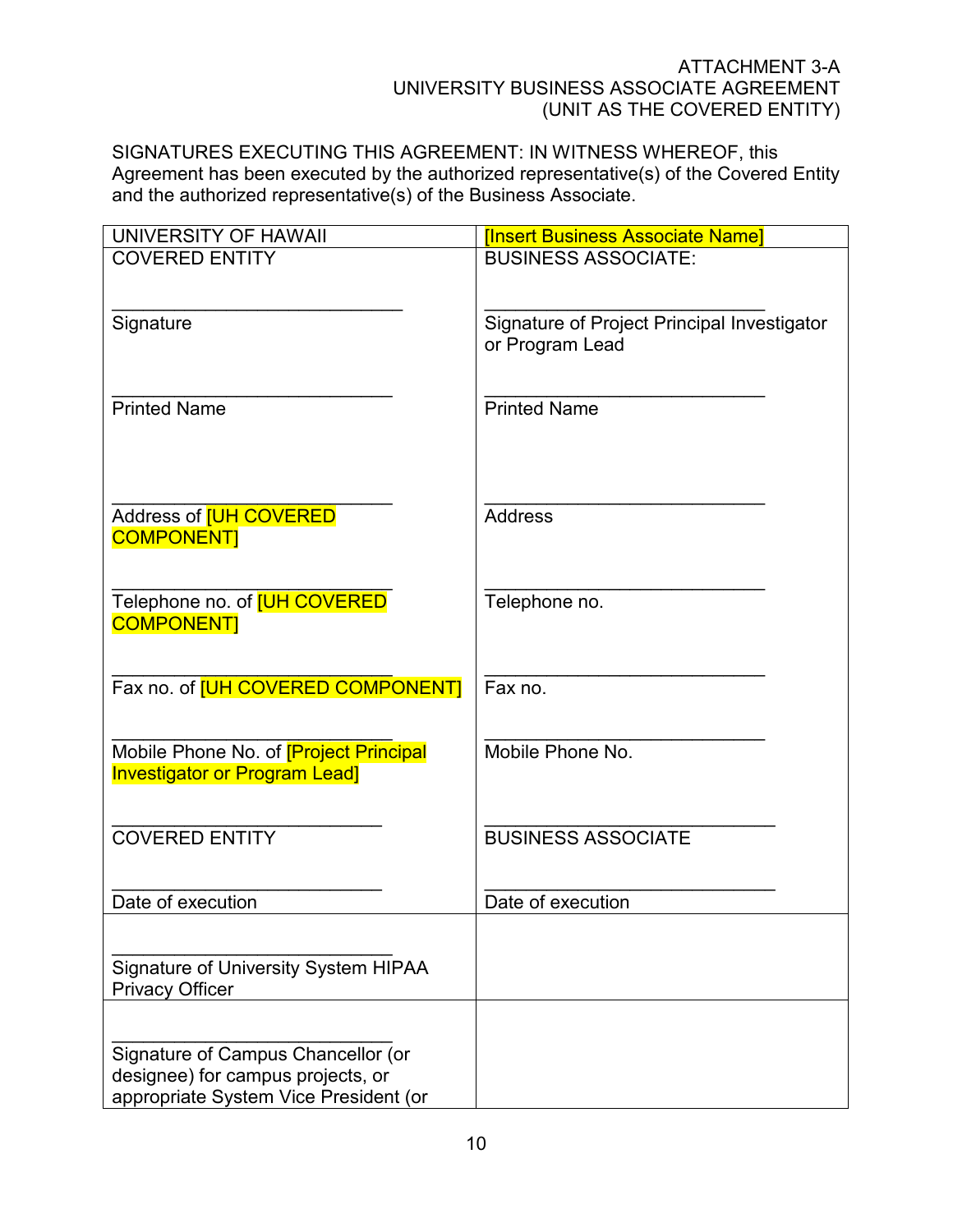ATTACHMENT 3-A
UNIVERSITY BUSINESS ASSOCIATE AGREEMENT
(UNIT AS THE COVERED ENTITY)

SIGNATURES EXECUTING THIS AGREEMENT: IN WITNESS WHEREOF, this Agreement has been executed by the authorized representative(s) of the Covered Entity and the authorized representative(s) of the Business Associate.

| UNIVERSITY OF HAWAII | [Insert Business Associate Name] |
|---|---|
| COVERED ENTITY<br><br>____________________________<br>Signature<br><br>____________________________<br>Printed Name<br><br>____________________________<br>Address of [UH COVERED COMPONENT]<br><br>____________________________<br>Telephone no. of [UH COVERED COMPONENT]<br><br>____________________________<br>Fax no. of [UH COVERED COMPONENT]<br><br>____________________________<br>Mobile Phone No. of [Project Principal Investigator or Program Lead]<br><br>____________________________<br>COVERED ENTITY<br><br>____________________________<br>Date of execution | BUSINESS ASSOCIATE:<br><br>____________________________<br>Signature of Project Principal Investigator or Program Lead<br><br>____________________________<br>Printed Name<br><br>____________________________<br>Address<br><br>____________________________<br>Telephone no.<br><br>____________________________<br>Fax no.<br><br>____________________________<br>Mobile Phone No.<br><br>____________________________<br>BUSINESS ASSOCIATE<br><br>____________________________<br>Date of execution |
| ____________________________<br>Signature of University System HIPAA Privacy Officer | |
| ____________________________<br>Signature of Campus Chancellor (or designee) for campus projects, or appropriate System Vice President (or | |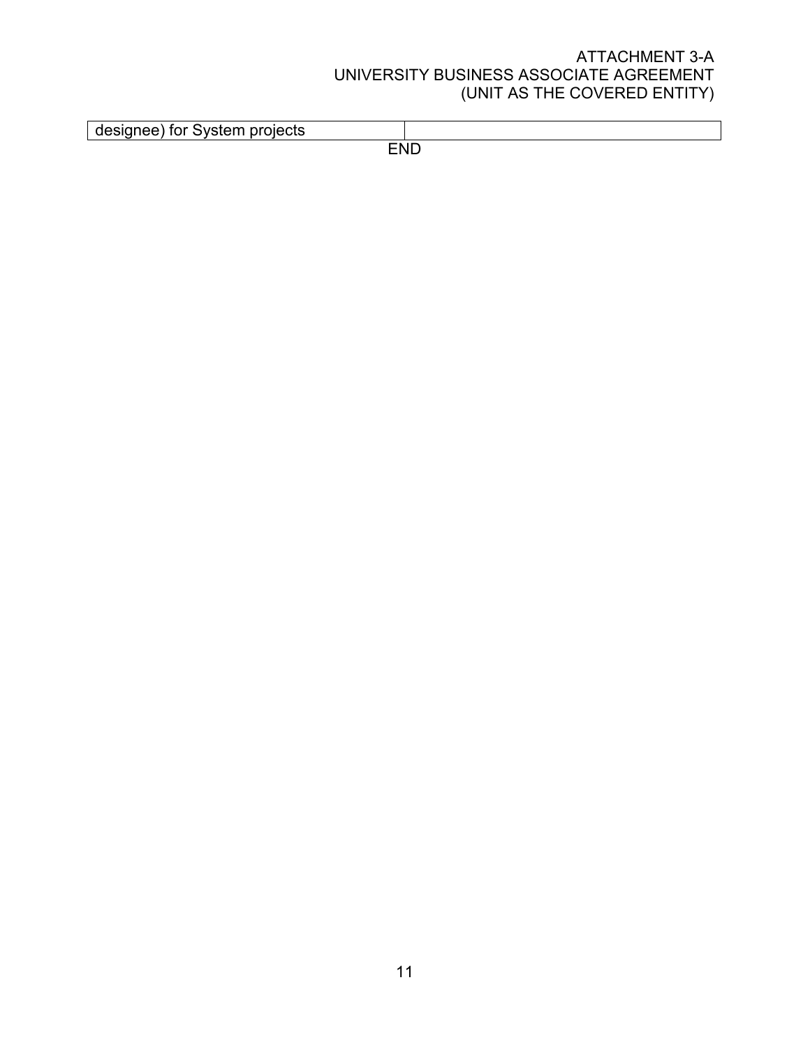| | |
|---|---|
| designee) for System projects | |

END